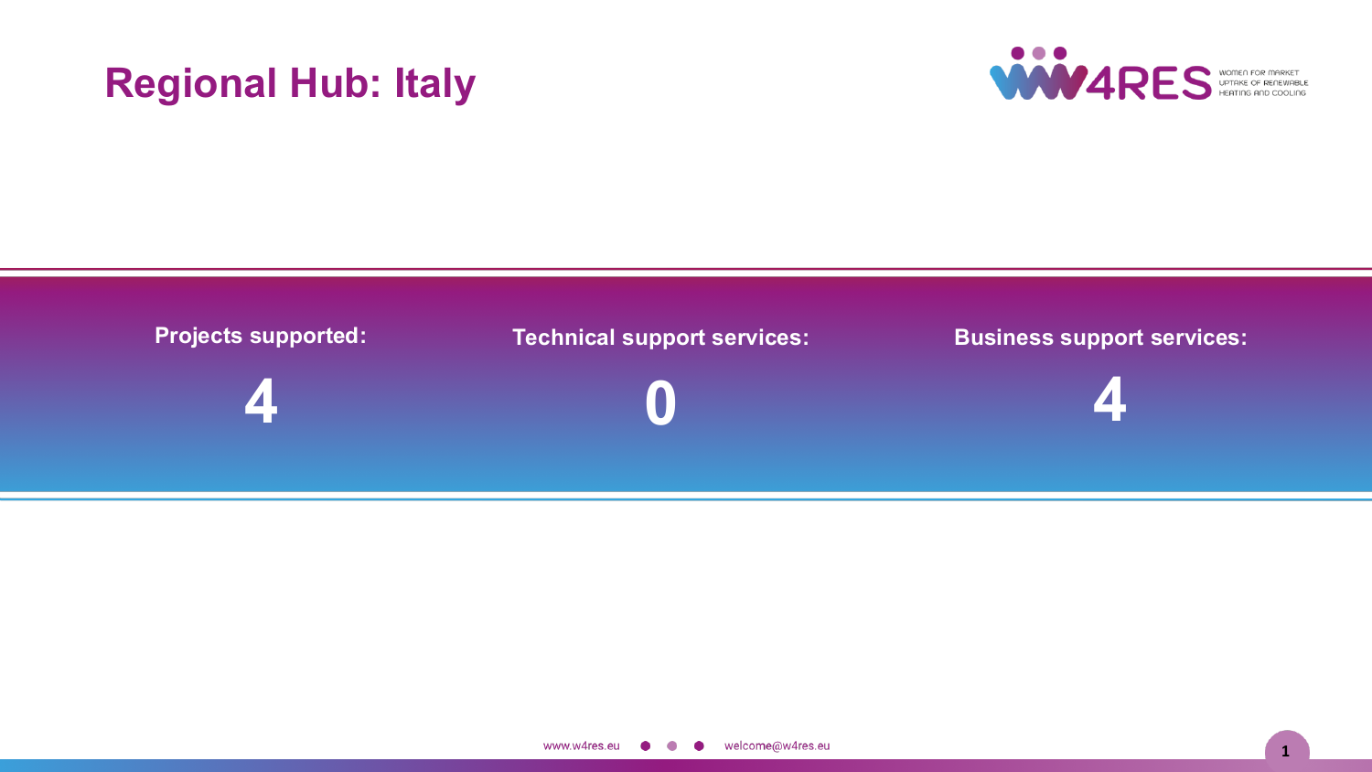# Regional Hub: Italy

| Projects supported: | Technical support services: | Business support services: |
| --- | --- | --- |
| 4 | 0 | 4 |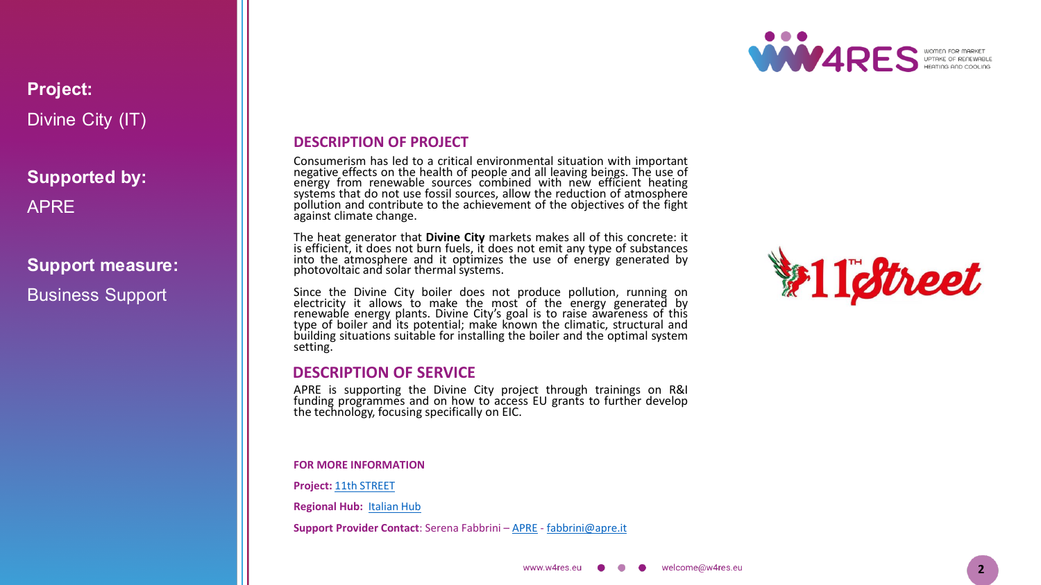**Project:**
Divine City (IT)

**Supported by:**
APRE

**Support measure:**
Business Support

## DESCRIPTION OF PROJECT

Consumerism has led to a critical environmental situation with important negative effects on the health of people and all leaving beings. The use of energy from renewable sources combined with new efficient heating systems that do not use fossil sources, allow the reduction of atmosphere pollution and contribute to the achievement of the objectives of the fight against climate change.

The heat generator that **Divine City** markets makes all of this concrete: it is efficient, it does not burn fuels, it does not emit any type of substances into the atmosphere and it optimizes the use of energy generated by photovoltaic and solar thermal systems.

Since the Divine City boiler does not produce pollution, running on electricity it allows to make the most of the energy generated by renewable energy plants. Divine City's goal is to raise awareness of this type of boiler and its potential; make known the climatic, structural and building situations suitable for installing the boiler and the optimal system setting.

## DESCRIPTION OF SERVICE

APRE is supporting the Divine City project through trainings on R&I funding programmes and on how to access EU grants to further develop the technology, focusing specifically on EIC.

**FOR MORE INFORMATION**

**Project:** 11th STREET

**Regional Hub:** Italian Hub

**Support Provider Contact**: Serena Fabbrini – APRE - fabbrini@apre.it

www.w4res.eu welcome@w4res.eu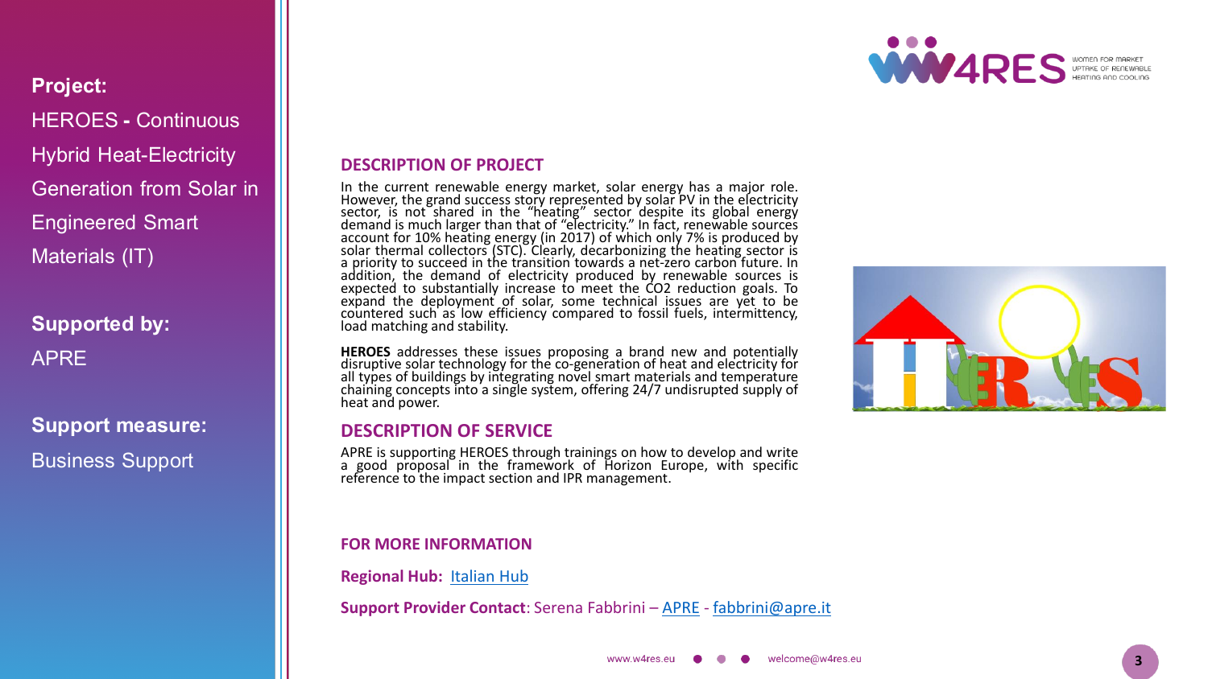**Project:**

HEROES - Continuous Hybrid Heat-Electricity Generation from Solar in Engineered Smart Materials (IT)

**Supported by:**

APRE

**Support measure:**

Business Support

## DESCRIPTION OF PROJECT

In the current renewable energy market, solar energy has a major role. However, the grand success story represented by solar PV in the electricity sector, is not shared in the "heating" sector despite its global energy demand is much larger than that of "electricity." In fact, renewable sources account for 10% heating energy (in 2017) of which only 7% is produced by solar thermal collectors (STC). Clearly, decarbonizing the heating sector is a priority to succeed in the transition towards a net-zero carbon future. In addition, the demand of electricity produced by renewable sources is expected to substantially increase to meet the $CO_2$ reduction goals. To expand the deployment of solar, some technical issues are yet to be countered such as low efficiency compared to fossil fuels, intermittency, load matching and stability.

**HEROES** addresses these issues proposing a brand new and potentially disruptive solar technology for the co-generation of heat and electricity for all types of buildings by integrating novel smart materials and temperature chaining concepts into a single system, offering 24/7 undisrupted supply of heat and power.

## DESCRIPTION OF SERVICE

APRE is supporting HEROES through trainings on how to develop and write a good proposal in the framework of Horizon Europe, with specific reference to the impact section and IPR management.

## FOR MORE INFORMATION

**Regional Hub:** Italian Hub

**Support Provider Contact**: Serena Fabbrini – APRE - fabbrini@apre.it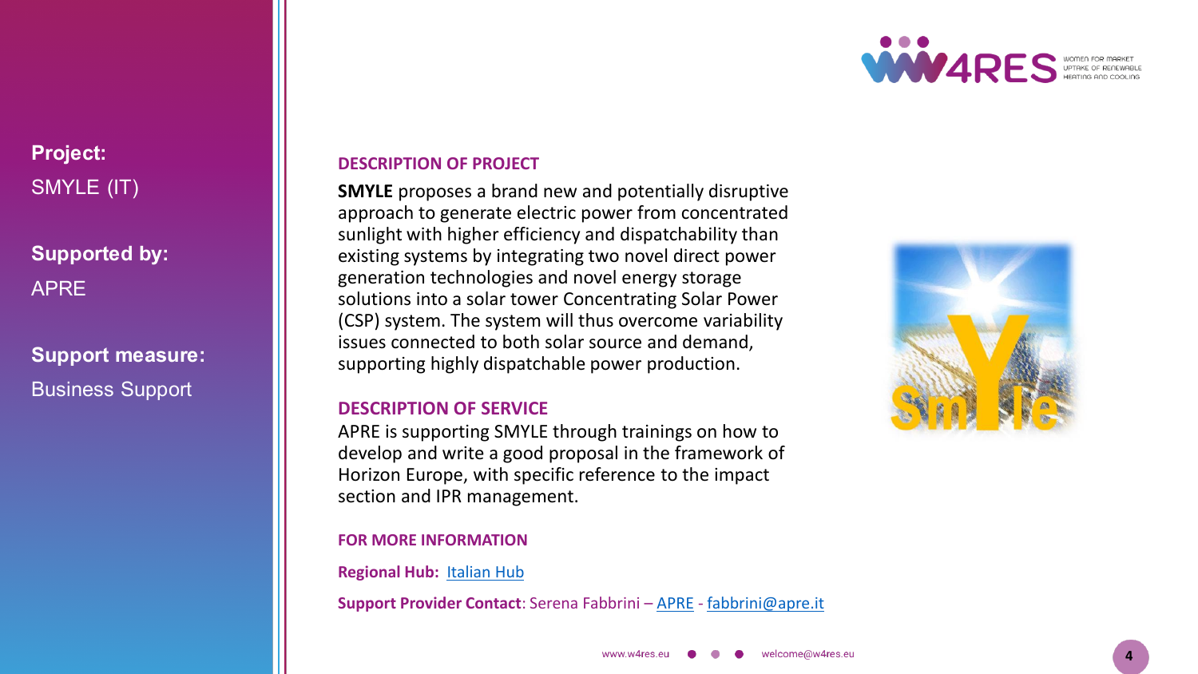**Project:**
SMYLE (IT)

**Supported by:**
APRE

**Support measure:**
Business Support

## DESCRIPTION OF PROJECT

**SMYLE** proposes a brand new and potentially disruptive approach to generate electric power from concentrated sunlight with higher efficiency and dispatchability than existing systems by integrating two novel direct power generation technologies and novel energy storage solutions into a solar tower Concentrating Solar Power (CSP) system. The system will thus overcome variability issues connected to both solar source and demand, supporting highly dispatchable power production.

## DESCRIPTION OF SERVICE

APRE is supporting SMYLE through trainings on how to develop and write a good proposal in the framework of Horizon Europe, with specific reference to the impact section and IPR management.

## FOR MORE INFORMATION

**Regional Hub:** Italian Hub

**Support Provider Contact**: Serena Fabbrini – APRE - fabbrini@apre.it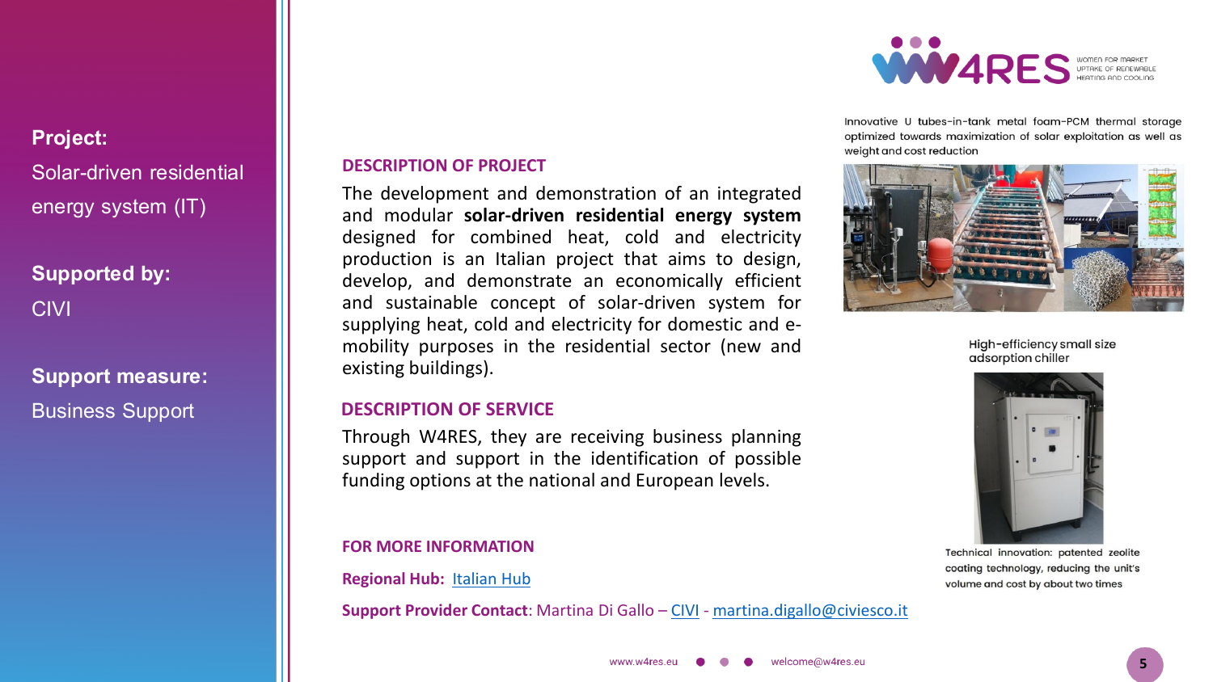**Project:**
Solar-driven residential energy system (IT)

**Supported by:**
CIVI

**Support measure:**
Business Support

## DESCRIPTION OF PROJECT

The development and demonstration of an integrated and modular **solar-driven residential energy system** designed for combined heat, cold and electricity production is an Italian project that aims to design, develop, and demonstrate an economically efficient and sustainable concept of solar-driven system for supplying heat, cold and electricity for domestic and e-mobility purposes in the residential sector (new and existing buildings).

## DESCRIPTION OF SERVICE

Through W4RES, they are receiving business planning support and support in the identification of possible funding options at the national and European levels.

## FOR MORE INFORMATION

**Regional Hub:** Italian Hub

**Support Provider Contact**: Martina Di Gallo – CIVI - martina.digallo@civiesco.it

W4RES WOMEN FOR MARKET UPTAKE OF RENEWABLE HEATING AND COOLING

Innovative U tubes-in-tank metal foam-PCM thermal storage optimized towards maximization of solar exploitation as well as weight and cost reduction

High-efficiency small size adsorption chiller

Technical innovation: patented zeolite coating technology, reducing the unit's volume and cost by about two times

www.w4res.eu welcome@w4res.eu